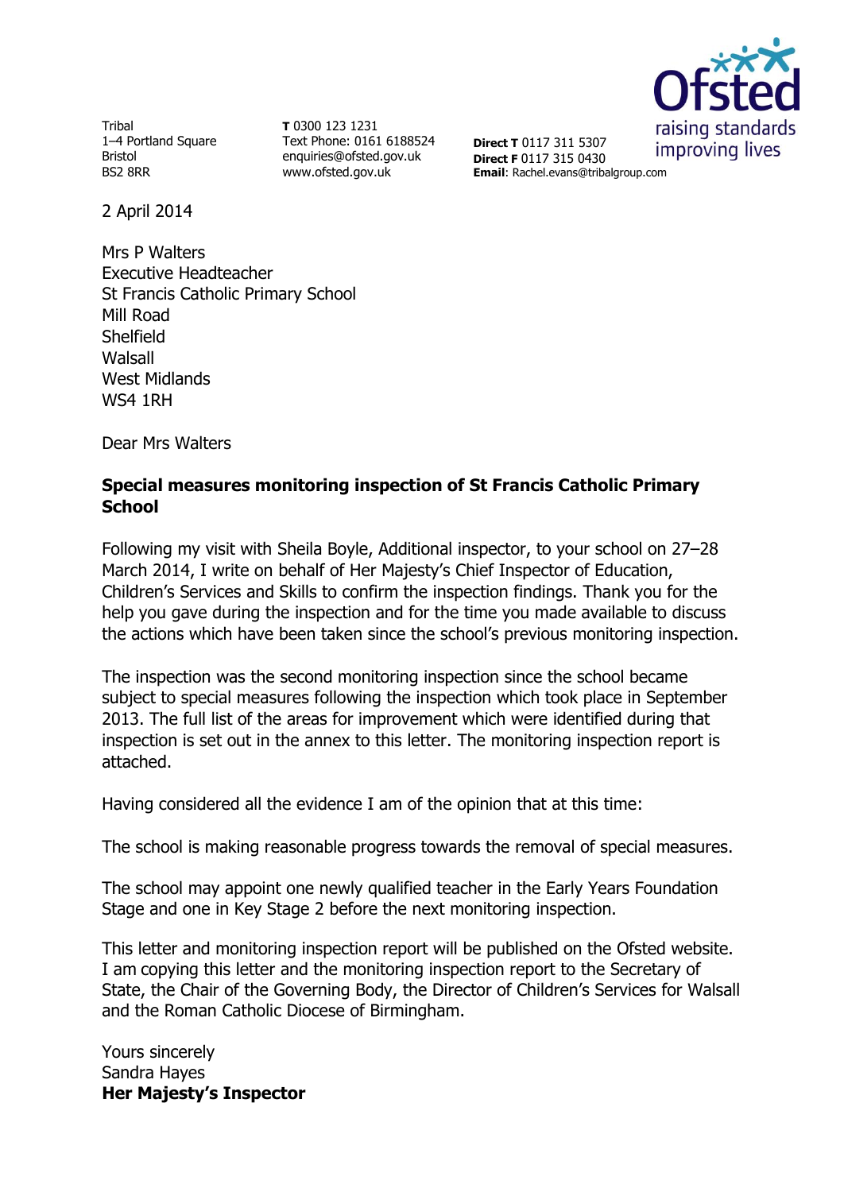Tribal
1–4 Portland Square
Bristol
BS2 8RR

**T** 0300 123 1231
Text Phone: 0161 6188524
enquiries@ofsted.gov.uk
www.ofsted.gov.uk

**Direct T** 0117 311 5307
**Direct F** 0117 315 0430
**Email**: Rachel.evans@tribalgroup.com

2 April 2014

Mrs P Walters
Executive Headteacher
St Francis Catholic Primary School
Mill Road
Shelfield
Walsall
West Midlands
WS4 1RH

Dear Mrs Walters

**Special measures monitoring inspection of St Francis Catholic Primary School**

Following my visit with Sheila Boyle, Additional inspector, to your school on 27–28 March 2014, I write on behalf of Her Majesty's Chief Inspector of Education, Children's Services and Skills to confirm the inspection findings. Thank you for the help you gave during the inspection and for the time you made available to discuss the actions which have been taken since the school's previous monitoring inspection.

The inspection was the second monitoring inspection since the school became subject to special measures following the inspection which took place in September 2013. The full list of the areas for improvement which were identified during that inspection is set out in the annex to this letter. The monitoring inspection report is attached.

Having considered all the evidence I am of the opinion that at this time:

The school is making reasonable progress towards the removal of special measures.

The school may appoint one newly qualified teacher in the Early Years Foundation Stage and one in Key Stage 2 before the next monitoring inspection.

This letter and monitoring inspection report will be published on the Ofsted website. I am copying this letter and the monitoring inspection report to the Secretary of State, the Chair of the Governing Body, the Director of Children's Services for Walsall and the Roman Catholic Diocese of Birmingham.

Yours sincerely
Sandra Hayes
**Her Majesty's Inspector**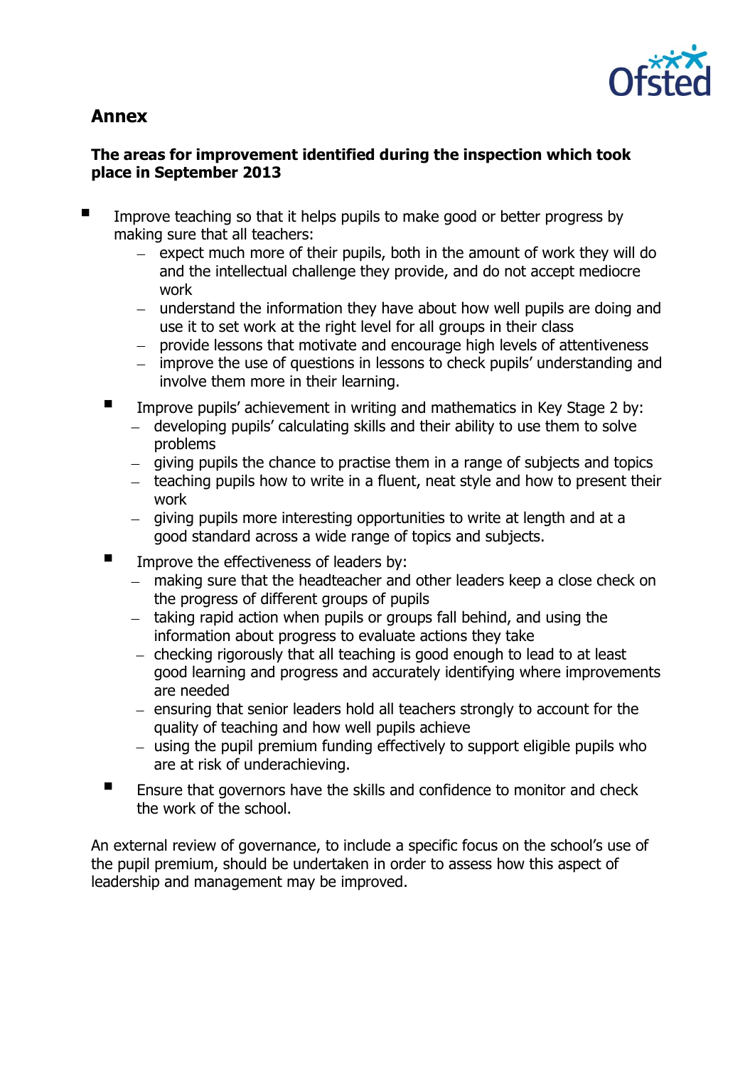## Annex

**The areas for improvement identified during the inspection which took place in September 2013**

- Improve teaching so that it helps pupils to make good or better progress by making sure that all teachers:
  - expect much more of their pupils, both in the amount of work they will do and the intellectual challenge they provide, and do not accept mediocre work
  - understand the information they have about how well pupils are doing and use it to set work at the right level for all groups in their class
  - provide lessons that motivate and encourage high levels of attentiveness
  - improve the use of questions in lessons to check pupils' understanding and involve them more in their learning.
- Improve pupils' achievement in writing and mathematics in Key Stage 2 by:
  - developing pupils' calculating skills and their ability to use them to solve problems
  - giving pupils the chance to practise them in a range of subjects and topics
  - teaching pupils how to write in a fluent, neat style and how to present their work
  - giving pupils more interesting opportunities to write at length and at a good standard across a wide range of topics and subjects.
- Improve the effectiveness of leaders by:
  - making sure that the headteacher and other leaders keep a close check on the progress of different groups of pupils
  - taking rapid action when pupils or groups fall behind, and using the information about progress to evaluate actions they take
  - checking rigorously that all teaching is good enough to lead to at least good learning and progress and accurately identifying where improvements are needed
  - ensuring that senior leaders hold all teachers strongly to account for the quality of teaching and how well pupils achieve
  - using the pupil premium funding effectively to support eligible pupils who are at risk of underachieving.
- Ensure that governors have the skills and confidence to monitor and check the work of the school.

An external review of governance, to include a specific focus on the school's use of the pupil premium, should be undertaken in order to assess how this aspect of leadership and management may be improved.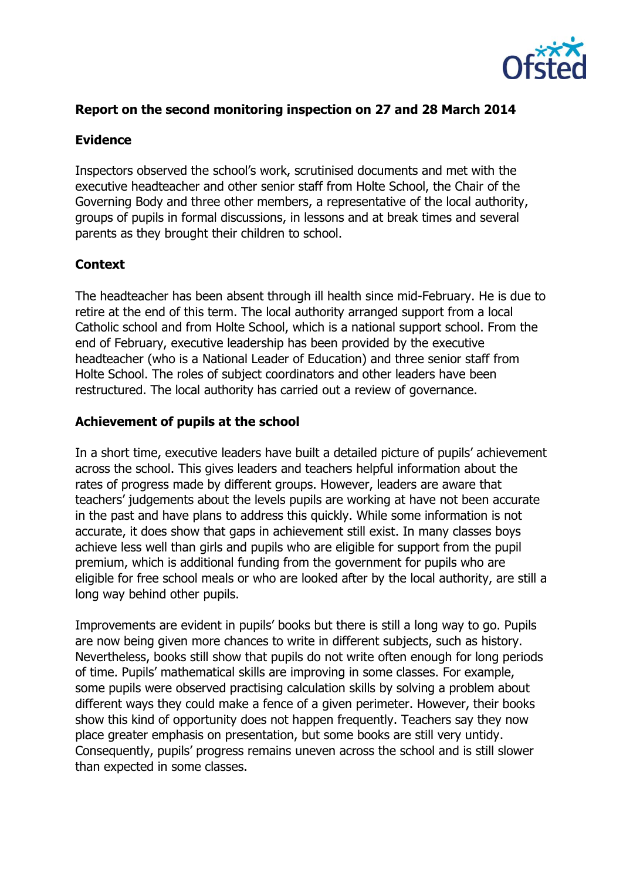## Report on the second monitoring inspection on 27 and 28 March 2014

### Evidence

Inspectors observed the school's work, scrutinised documents and met with the executive headteacher and other senior staff from Holte School, the Chair of the Governing Body and three other members, a representative of the local authority, groups of pupils in formal discussions, in lessons and at break times and several parents as they brought their children to school.

### Context

The headteacher has been absent through ill health since mid-February. He is due to retire at the end of this term. The local authority arranged support from a local Catholic school and from Holte School, which is a national support school. From the end of February, executive leadership has been provided by the executive headteacher (who is a National Leader of Education) and three senior staff from Holte School. The roles of subject coordinators and other leaders have been restructured. The local authority has carried out a review of governance.

### Achievement of pupils at the school

In a short time, executive leaders have built a detailed picture of pupils' achievement across the school. This gives leaders and teachers helpful information about the rates of progress made by different groups. However, leaders are aware that teachers' judgements about the levels pupils are working at have not been accurate in the past and have plans to address this quickly. While some information is not accurate, it does show that gaps in achievement still exist. In many classes boys achieve less well than girls and pupils who are eligible for support from the pupil premium, which is additional funding from the government for pupils who are eligible for free school meals or who are looked after by the local authority, are still a long way behind other pupils.

Improvements are evident in pupils' books but there is still a long way to go. Pupils are now being given more chances to write in different subjects, such as history. Nevertheless, books still show that pupils do not write often enough for long periods of time. Pupils' mathematical skills are improving in some classes. For example, some pupils were observed practising calculation skills by solving a problem about different ways they could make a fence of a given perimeter. However, their books show this kind of opportunity does not happen frequently. Teachers say they now place greater emphasis on presentation, but some books are still very untidy. Consequently, pupils' progress remains uneven across the school and is still slower than expected in some classes.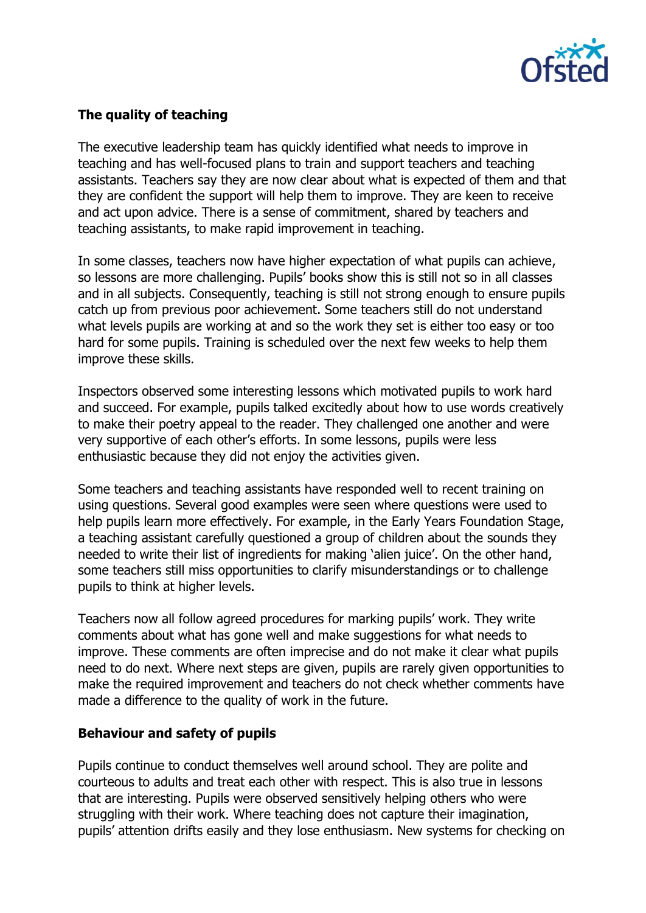**The quality of teaching**

The executive leadership team has quickly identified what needs to improve in teaching and has well-focused plans to train and support teachers and teaching assistants. Teachers say they are now clear about what is expected of them and that they are confident the support will help them to improve. They are keen to receive and act upon advice. There is a sense of commitment, shared by teachers and teaching assistants, to make rapid improvement in teaching.

In some classes, teachers now have higher expectation of what pupils can achieve, so lessons are more challenging. Pupils' books show this is still not so in all classes and in all subjects. Consequently, teaching is still not strong enough to ensure pupils catch up from previous poor achievement. Some teachers still do not understand what levels pupils are working at and so the work they set is either too easy or too hard for some pupils. Training is scheduled over the next few weeks to help them improve these skills.

Inspectors observed some interesting lessons which motivated pupils to work hard and succeed. For example, pupils talked excitedly about how to use words creatively to make their poetry appeal to the reader. They challenged one another and were very supportive of each other's efforts. In some lessons, pupils were less enthusiastic because they did not enjoy the activities given.

Some teachers and teaching assistants have responded well to recent training on using questions. Several good examples were seen where questions were used to help pupils learn more effectively. For example, in the Early Years Foundation Stage, a teaching assistant carefully questioned a group of children about the sounds they needed to write their list of ingredients for making 'alien juice'. On the other hand, some teachers still miss opportunities to clarify misunderstandings or to challenge pupils to think at higher levels.

Teachers now all follow agreed procedures for marking pupils' work. They write comments about what has gone well and make suggestions for what needs to improve. These comments are often imprecise and do not make it clear what pupils need to do next. Where next steps are given, pupils are rarely given opportunities to make the required improvement and teachers do not check whether comments have made a difference to the quality of work in the future.

**Behaviour and safety of pupils**

Pupils continue to conduct themselves well around school. They are polite and courteous to adults and treat each other with respect. This is also true in lessons that are interesting. Pupils were observed sensitively helping others who were struggling with their work. Where teaching does not capture their imagination, pupils' attention drifts easily and they lose enthusiasm. New systems for checking on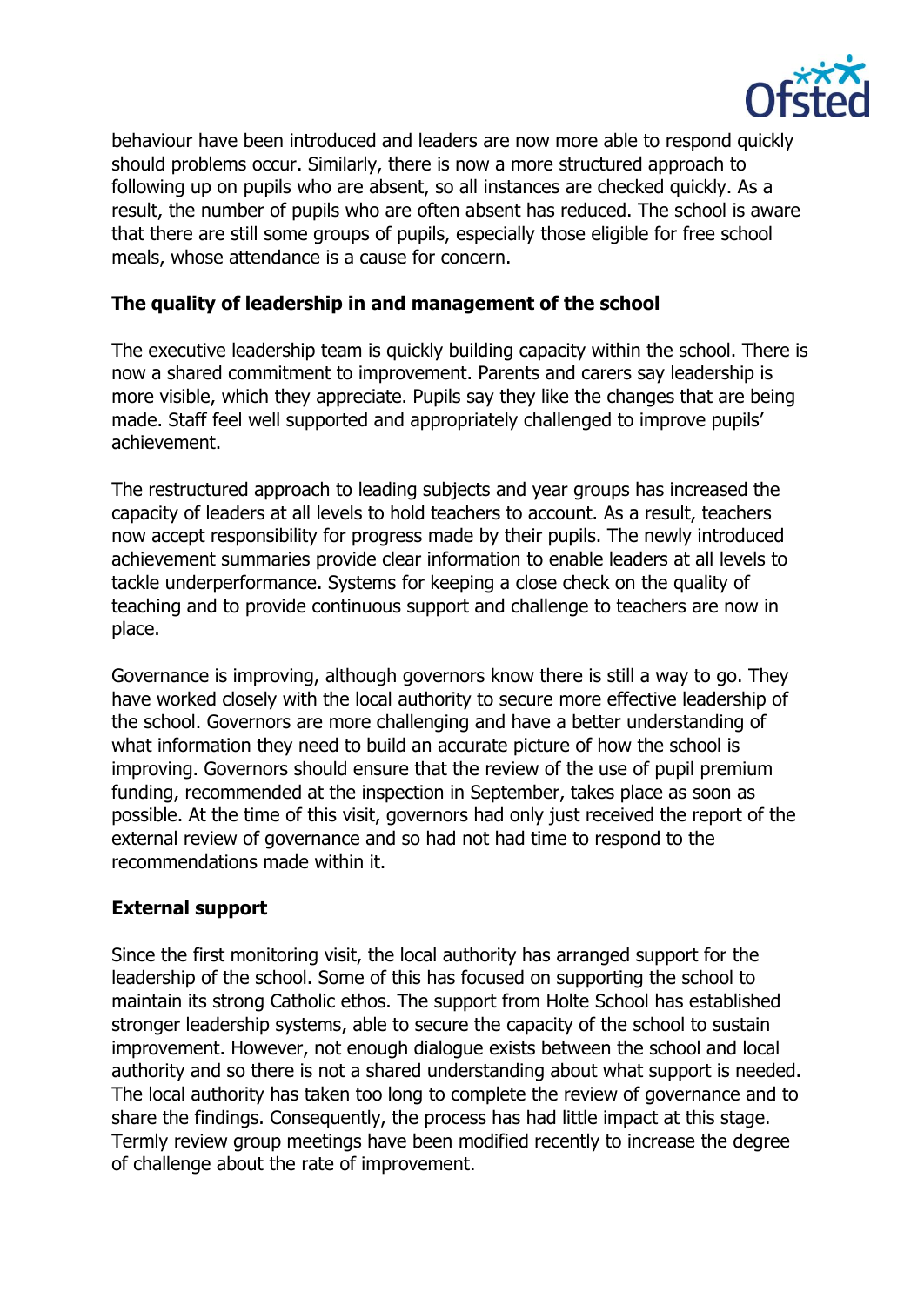behaviour have been introduced and leaders are now more able to respond quickly should problems occur. Similarly, there is now a more structured approach to following up on pupils who are absent, so all instances are checked quickly. As a result, the number of pupils who are often absent has reduced. The school is aware that there are still some groups of pupils, especially those eligible for free school meals, whose attendance is a cause for concern.

### The quality of leadership in and management of the school

The executive leadership team is quickly building capacity within the school. There is now a shared commitment to improvement. Parents and carers say leadership is more visible, which they appreciate. Pupils say they like the changes that are being made. Staff feel well supported and appropriately challenged to improve pupils' achievement.

The restructured approach to leading subjects and year groups has increased the capacity of leaders at all levels to hold teachers to account. As a result, teachers now accept responsibility for progress made by their pupils. The newly introduced achievement summaries provide clear information to enable leaders at all levels to tackle underperformance. Systems for keeping a close check on the quality of teaching and to provide continuous support and challenge to teachers are now in place.

Governance is improving, although governors know there is still a way to go. They have worked closely with the local authority to secure more effective leadership of the school. Governors are more challenging and have a better understanding of what information they need to build an accurate picture of how the school is improving. Governors should ensure that the review of the use of pupil premium funding, recommended at the inspection in September, takes place as soon as possible. At the time of this visit, governors had only just received the report of the external review of governance and so had not had time to respond to the recommendations made within it.

### External support

Since the first monitoring visit, the local authority has arranged support for the leadership of the school. Some of this has focused on supporting the school to maintain its strong Catholic ethos. The support from Holte School has established stronger leadership systems, able to secure the capacity of the school to sustain improvement. However, not enough dialogue exists between the school and local authority and so there is not a shared understanding about what support is needed. The local authority has taken too long to complete the review of governance and to share the findings. Consequently, the process has had little impact at this stage. Termly review group meetings have been modified recently to increase the degree of challenge about the rate of improvement.